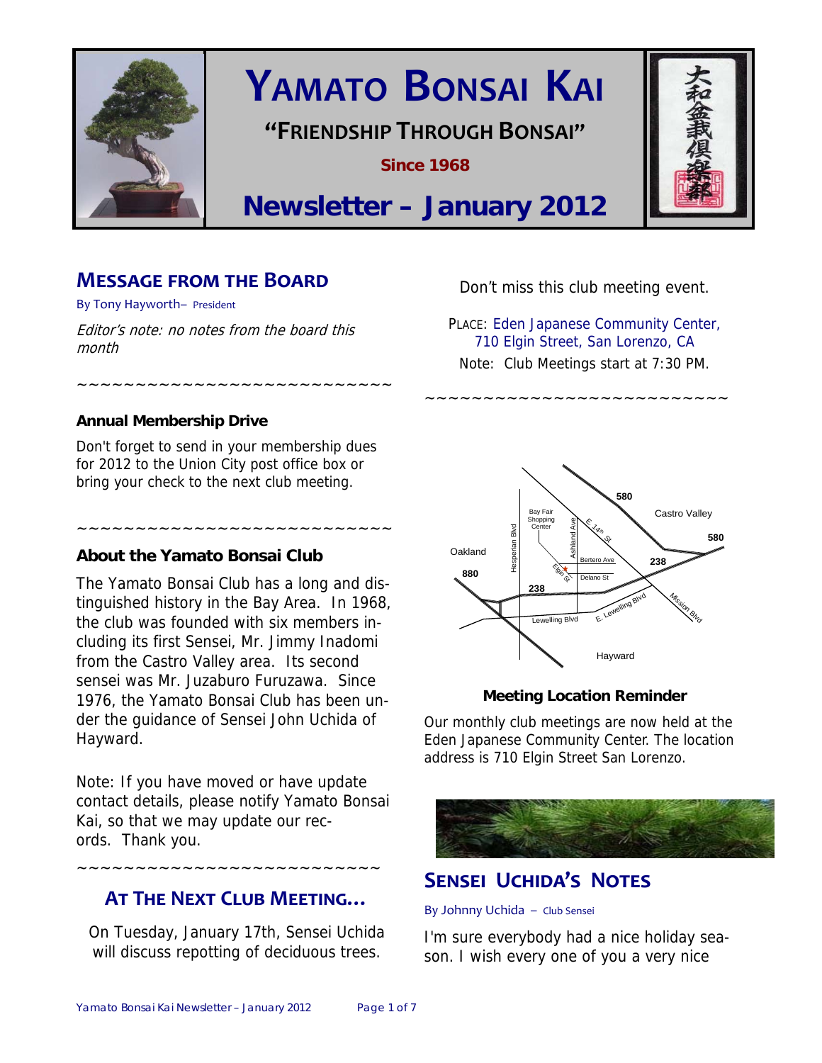# YAMATO BONSAI KAI

**"FRIENDSHIP THROUGH BONSAI"**

**Since 1968**

# Newsletter – January 2012

## MESSAGE FROM THE BOARD

By Tony Hayworth– President

*Editor's note: no notes from the board this month*

~~~~~~~~~~~~~~~~~~~~~~~~~~~~

### Annual Membership Drive

Don't forget to send in your membership dues for 2012 to the Union City post office box or bring your check to the next club meeting.

~~~~~~~~~~~~~~~~~~~~~~~~~~~~

### About the Yamato Bonsai Club

The Yamato Bonsai Club has a long and distinguished history in the Bay Area. In 1968, the club was founded with six members including its first Sensei, Mr. Jimmy Inadomi from the Castro Valley area. Its second sensei was Mr. Juzaburo Furuzawa. Since 1976, the Yamato Bonsai Club has been under the guidance of Sensei John Uchida of Hayward.

Note: If you have moved or have update contact details, please notify Yamato Bonsai Kai, so that we may update our records. Thank you.

~~~~~~~~~~~~~~~~~~~~~~~~~~~

## AT THE NEXT CLUB MEETING…

On Tuesday, January 17th, Sensei Uchida will discuss repotting of deciduous trees.

Don't miss this club meeting event.

PLACE: Eden Japanese Community Center, 710 Elgin Street, San Lorenzo, CA

Note: Club Meetings start at 7:30 PM.

~~~~~~~~~~~~~~~~~~~~~~~~~~~

**Meeting Location Reminder**

Our monthly club meetings are now held at the Eden Japanese Community Center. The location address is 710 Elgin Street San Lorenzo.

## SENSEI UCHIDA'S NOTES

By Johnny Uchida – Club Sensei

I'm sure everybody had a nice holiday season. I wish every one of you a very nice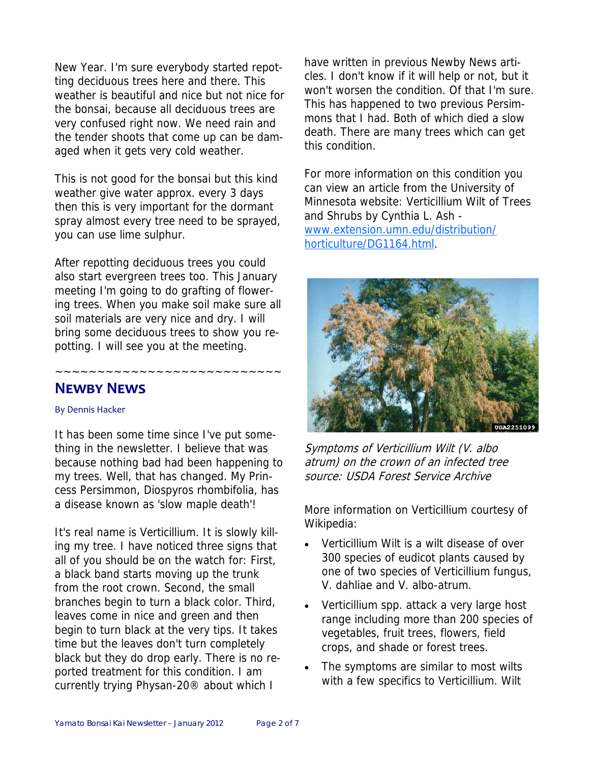New Year. I'm sure everybody started repotting deciduous trees here and there. This weather is beautiful and nice but not nice for the bonsai, because all deciduous trees are very confused right now. We need rain and the tender shoots that come up can be damaged when it gets very cold weather.

This is not good for the bonsai but this kind weather give water approx. every 3 days then this is very important for the dormant spray almost every tree need to be sprayed, you can use lime sulphur.

After repotting deciduous trees you could also start evergreen trees too. This January meeting I'm going to do grafting of flowering trees. When you make soil make sure all soil materials are very nice and dry. I will bring some deciduous trees to show you repotting. I will see you at the meeting.

~~~~~~~~~~~~~~~~~~~~~~~~~~

## Newby News

By Dennis Hacker

It has been some time since I've put something in the newsletter. I believe that was because nothing bad had been happening to my trees. Well, that has changed. My Princess Persimmon, Diospyros rhombifolia, has a disease known as 'slow maple death'!

It's real name is Verticillium. It is slowly killing my tree. I have noticed three signs that all of you should be on the watch for: First, a black band starts moving up the trunk from the root crown. Second, the small branches begin to turn a black color. Third, leaves come in nice and green and then begin to turn black at the very tips. It takes time but the leaves don't turn completely black but they do drop early. There is no reported treatment for this condition. I am currently trying Physan-20® about which I have written in previous Newby News articles. I don't know if it will help or not, but it won't worsen the condition. Of that I'm sure. This has happened to two previous Persimmons that I had. Both of which died a slow death. There are many trees which can get this condition.

For more information on this condition you can view an article from the University of Minnesota website: Verticillium Wilt of Trees and Shrubs by Cynthia L. Ash - [www.extension.umn.edu/distribution/horticulture/DG1164.html](www.extension.umn.edu/distribution/horticulture/DG1164.html).

*Symptoms of Verticillium Wilt (V. albo atrum) on the crown of an infected tree source: USDA Forest Service Archive*

More information on Verticillium courtesy of Wikipedia:

- Verticillium Wilt is a wilt disease of over 300 species of eudicot plants caused by one of two species of Verticillium fungus, V. dahliae and V. albo-atrum.
- Verticillium spp. attack a very large host range including more than 200 species of vegetables, fruit trees, flowers, field crops, and shade or forest trees.
- The symptoms are similar to most wilts with a few specifics to Verticillium. Wilt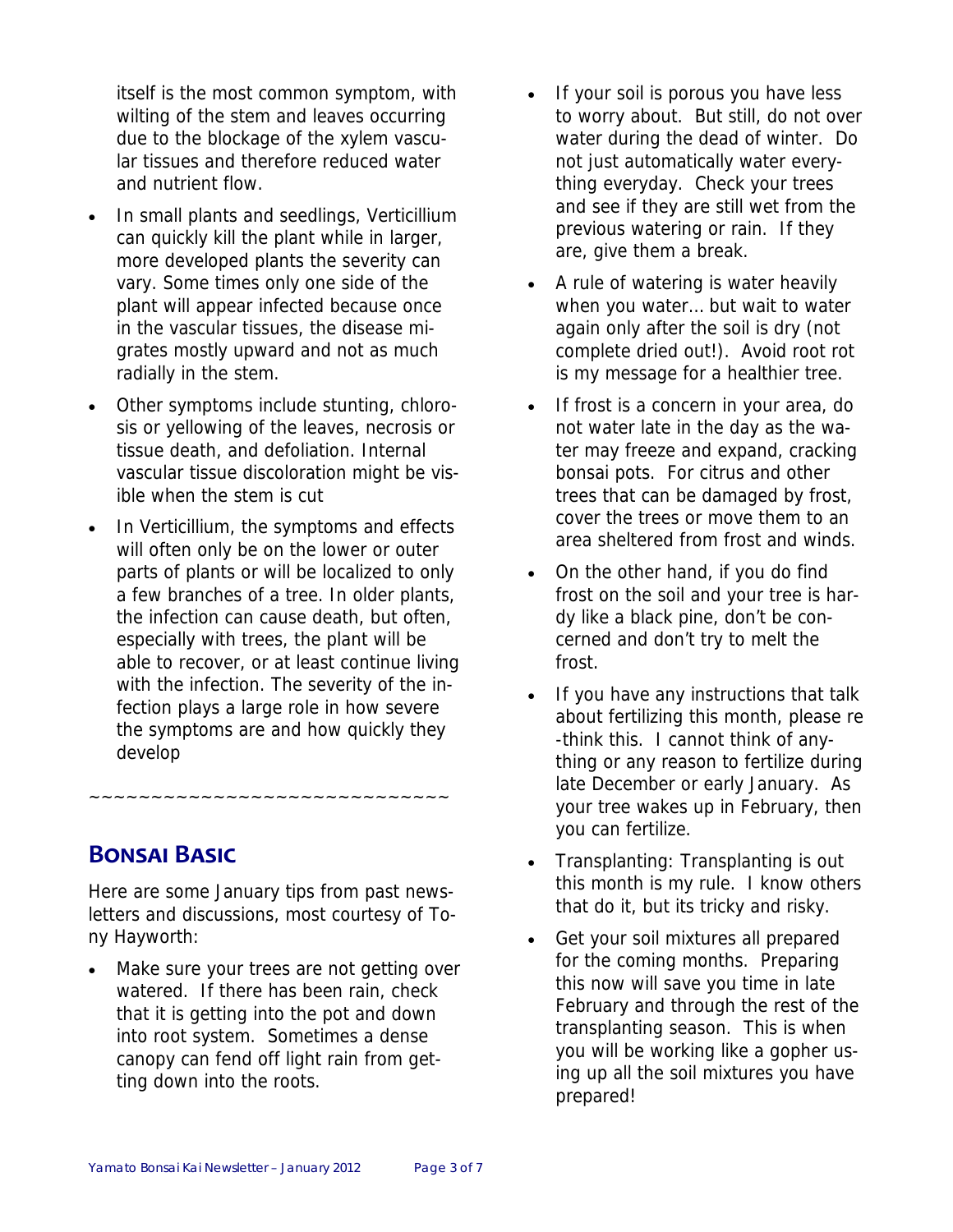itself is the most common symptom, with wilting of the stem and leaves occurring due to the blockage of the xylem vascular tissues and therefore reduced water and nutrient flow.

- In small plants and seedlings, Verticillium can quickly kill the plant while in larger, more developed plants the severity can vary. Some times only one side of the plant will appear infected because once in the vascular tissues, the disease migrates mostly upward and not as much radially in the stem.
- Other symptoms include stunting, chlorosis or yellowing of the leaves, necrosis or tissue death, and defoliation. Internal vascular tissue discoloration might be visible when the stem is cut
- In Verticillium, the symptoms and effects will often only be on the lower or outer parts of plants or will be localized to only a few branches of a tree. In older plants, the infection can cause death, but often, especially with trees, the plant will be able to recover, or at least continue living with the infection. The severity of the infection plays a large role in how severe the symptoms are and how quickly they develop

~~~~~~~~~~~~~~~~~~~~~~~~~~~~~

## Bonsai Basic

Here are some January tips from past newsletters and discussions, most courtesy of Tony Hayworth:

- Make sure your trees are not getting over watered. If there has been rain, check that it is getting into the pot and down into root system. Sometimes a dense canopy can fend off light rain from getting down into the roots.
- If your soil is porous you have less to worry about. But still, do not over water during the dead of winter. Do not just automatically water everything everyday. Check your trees and see if they are still wet from the previous watering or rain. If they are, give them a break.
- A rule of watering is water heavily when you water… but wait to water again only after the soil is dry (not complete dried out!). Avoid root rot is my message for a healthier tree.
- If frost is a concern in your area, do not water late in the day as the water may freeze and expand, cracking bonsai pots. For citrus and other trees that can be damaged by frost, cover the trees or move them to an area sheltered from frost and winds.
- On the other hand, if you do find frost on the soil and your tree is hardy like a black pine, don't be concerned and don't try to melt the frost.
- If you have any instructions that talk about fertilizing this month, please re-think this. I cannot think of anything or any reason to fertilize during late December or early January. As your tree wakes up in February, then you can fertilize.
- Transplanting: Transplanting is out this month is my rule. I know others that do it, but its tricky and risky.
- Get your soil mixtures all prepared for the coming months. Preparing this now will save you time in late February and through the rest of the transplanting season. This is when you will be working like a gopher using up all the soil mixtures you have prepared!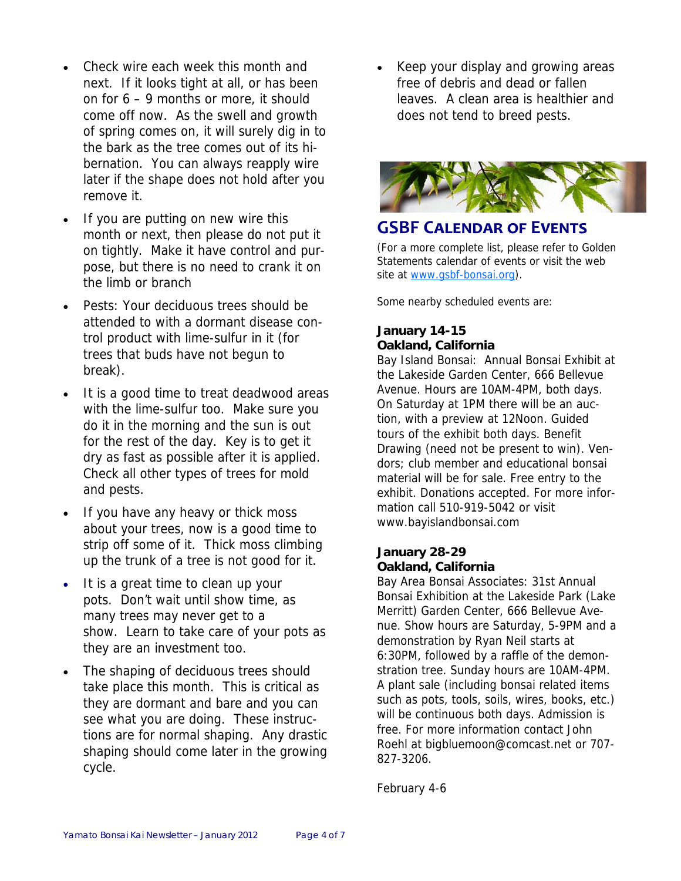- Check wire each week this month and next. If it looks tight at all, or has been on for 6 – 9 months or more, it should come off now. As the swell and growth of spring comes on, it will surely dig in to the bark as the tree comes out of its hibernation. You can always reapply wire later if the shape does not hold after you remove it.
- If you are putting on new wire this month or next, then please do not put it on tightly. Make it have control and purpose, but there is no need to crank it on the limb or branch
- Pests: Your deciduous trees should be attended to with a dormant disease control product with lime-sulfur in it (for trees that buds have not begun to break).
- It is a good time to treat deadwood areas with the lime-sulfur too. Make sure you do it in the morning and the sun is out for the rest of the day. Key is to get it dry as fast as possible after it is applied. Check all other types of trees for mold and pests.
- If you have any heavy or thick moss about your trees, now is a good time to strip off some of it. Thick moss climbing up the trunk of a tree is not good for it.
- It is a great time to clean up your pots. Don't wait until show time, as many trees may never get to a show. Learn to take care of your pots as they are an investment too.
- The shaping of deciduous trees should take place this month. This is critical as they are dormant and bare and you can see what you are doing. These instructions are for normal shaping. Any drastic shaping should come later in the growing cycle.
- Keep your display and growing areas free of debris and dead or fallen leaves. A clean area is healthier and does not tend to breed pests.

## GSBF Calendar of Events

(For a more complete list, please refer to Golden Statements calendar of events or visit the web site at www.gsbf-bonsai.org).

Some nearby scheduled events are:

**January 14-15**
**Oakland, California**
Bay Island Bonsai: Annual Bonsai Exhibit at the Lakeside Garden Center, 666 Bellevue Avenue. Hours are 10AM-4PM, both days. On Saturday at 1PM there will be an auction, with a preview at 12Noon. Guided tours of the exhibit both days. Benefit Drawing (need not be present to win). Vendors; club member and educational bonsai material will be for sale. Free entry to the exhibit. Donations accepted. For more information call 510-919-5042 or visit www.bayislandbonsai.com

**January 28-29**
**Oakland, California**
Bay Area Bonsai Associates: 31st Annual Bonsai Exhibition at the Lakeside Park (Lake Merritt) Garden Center, 666 Bellevue Avenue. Show hours are Saturday, 5-9PM and a demonstration by Ryan Neil starts at 6:30PM, followed by a raffle of the demonstration tree. Sunday hours are 10AM-4PM. A plant sale (including bonsai related items such as pots, tools, soils, wires, books, etc.) will be continuous both days. Admission is free. For more information contact John Roehl at bigbluemoon@comcast.net or 707-827-3206.

February 4-6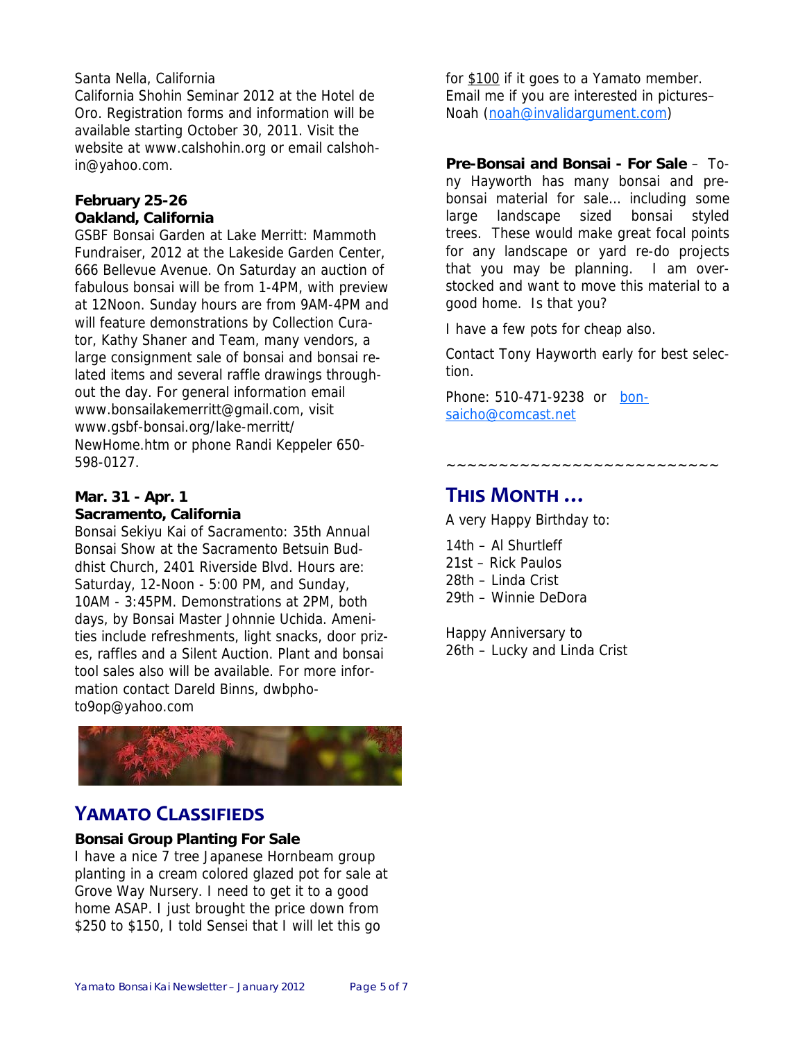Santa Nella, California
California Shohin Seminar 2012 at the Hotel de Oro. Registration forms and information will be available starting October 30, 2011. Visit the website at www.calshohin.org or email calshohin@yahoo.com.

**February 25-26**
**Oakland, California**
GSBF Bonsai Garden at Lake Merritt: Mammoth Fundraiser, 2012 at the Lakeside Garden Center, 666 Bellevue Avenue. On Saturday an auction of fabulous bonsai will be from 1-4PM, with preview at 12Noon. Sunday hours are from 9AM-4PM and will feature demonstrations by Collection Curator, Kathy Shaner and Team, many vendors, a large consignment sale of bonsai and bonsai related items and several raffle drawings throughout the day. For general information email www.bonsailakemerritt@gmail.com, visit www.gsbf-bonsai.org/lake-merritt/NewHome.htm or phone Randi Keppeler 650-598-0127.

**Mar. 31 - Apr. 1**
**Sacramento, California**
Bonsai Sekiyu Kai of Sacramento: 35th Annual Bonsai Show at the Sacramento Betsuin Buddhist Church, 2401 Riverside Blvd. Hours are: Saturday, 12-Noon - 5:00 PM, and Sunday, 10AM - 3:45PM. Demonstrations at 2PM, both days, by Bonsai Master Johnnie Uchida. Amenities include refreshments, light snacks, door prizes, raffles and a Silent Auction. Plant and bonsai tool sales also will be available. For more information contact Dareld Binns, dwbphoto9op@yahoo.com

## YAMATO CLASSIFIEDS

**Bonsai Group Planting For Sale**
I have a nice 7 tree Japanese Hornbeam group planting in a cream colored glazed pot for sale at Grove Way Nursery. I need to get it to a good home ASAP. I just brought the price down from $250 to $150, I told Sensei that I will let this go for $100 if it goes to a Yamato member. Email me if you are interested in pictures– Noah (noah@invalidargument.com)

**Pre-Bonsai and Bonsai - For Sale** – Tony Hayworth has many bonsai and pre-bonsai material for sale… including some large landscape sized bonsai styled trees. These would make great focal points for any landscape or yard re-do projects that you may be planning. I am overstocked and want to move this material to a good home. Is that you?

I have a few pots for cheap also.

Contact Tony Hayworth early for best selection.

Phone: 510-471-9238 or bonsaicho@comcast.net

~~~~~~~~~~~~~~~~~~~~~~~~~~

## THIS MONTH …

A very Happy Birthday to:

14th – Al Shurtleff
21st – Rick Paulos
28th – Linda Crist
29th – Winnie DeDora

Happy Anniversary to
26th – Lucky and Linda Crist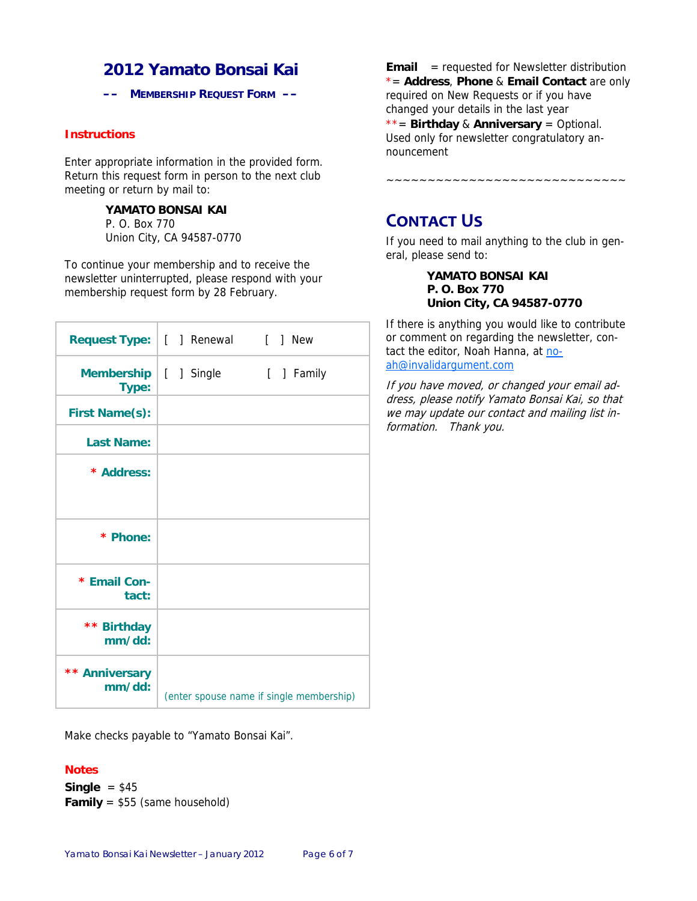# 2012 Yamato Bonsai Kai

**–– MEMBERSHIP REQUEST FORM ––**

**Instructions**

Enter appropriate information in the provided form. Return this request form in person to the next club meeting or return by mail to:

> **YAMATO BONSAI KAI**
> P. O. Box 770
> Union City, CA 94587-0770

To continue your membership and to receive the newsletter uninterrupted, please respond with your membership request form by 28 February.

| | |
|---|---|
| **Request Type:** | [ ] Renewal [ ] New |
| **Membership Type:** | [ ] Single [ ] Family |
| **First Name(s):** | |
| **Last Name:** | |
| **\* Address:** | |
| **\* Phone:** | |
| **\* Email Contact:** | |
| **\*\* Birthday mm/dd:** | |
| **\*\* Anniversary mm/dd:** | (enter spouse name if single membership) |

Make checks payable to "Yamato Bonsai Kai".

**Notes**

**Single** = $45
**Family** = $55 (same household)

**Email** = requested for Newsletter distribution
\*= **Address**, **Phone** & **Email Contact** are only required on New Requests or if you have changed your details in the last year
\*\*= **Birthday** & **Anniversary** = Optional. Used only for newsletter congratulatory announcement

~~~~~~~~~~~~~~~~~~~~~~~~~~~~~~

## CONTACT US

If you need to mail anything to the club in general, please send to:

> **YAMATO BONSAI KAI**
> **P. O. Box 770**
> **Union City, CA 94587-0770**

If there is anything you would like to contribute or comment on regarding the newsletter, contact the editor, Noah Hanna, at noah@invalidargument.com

*If you have moved, or changed your email address, please notify Yamato Bonsai Kai, so that we may update our contact and mailing list information. Thank you.*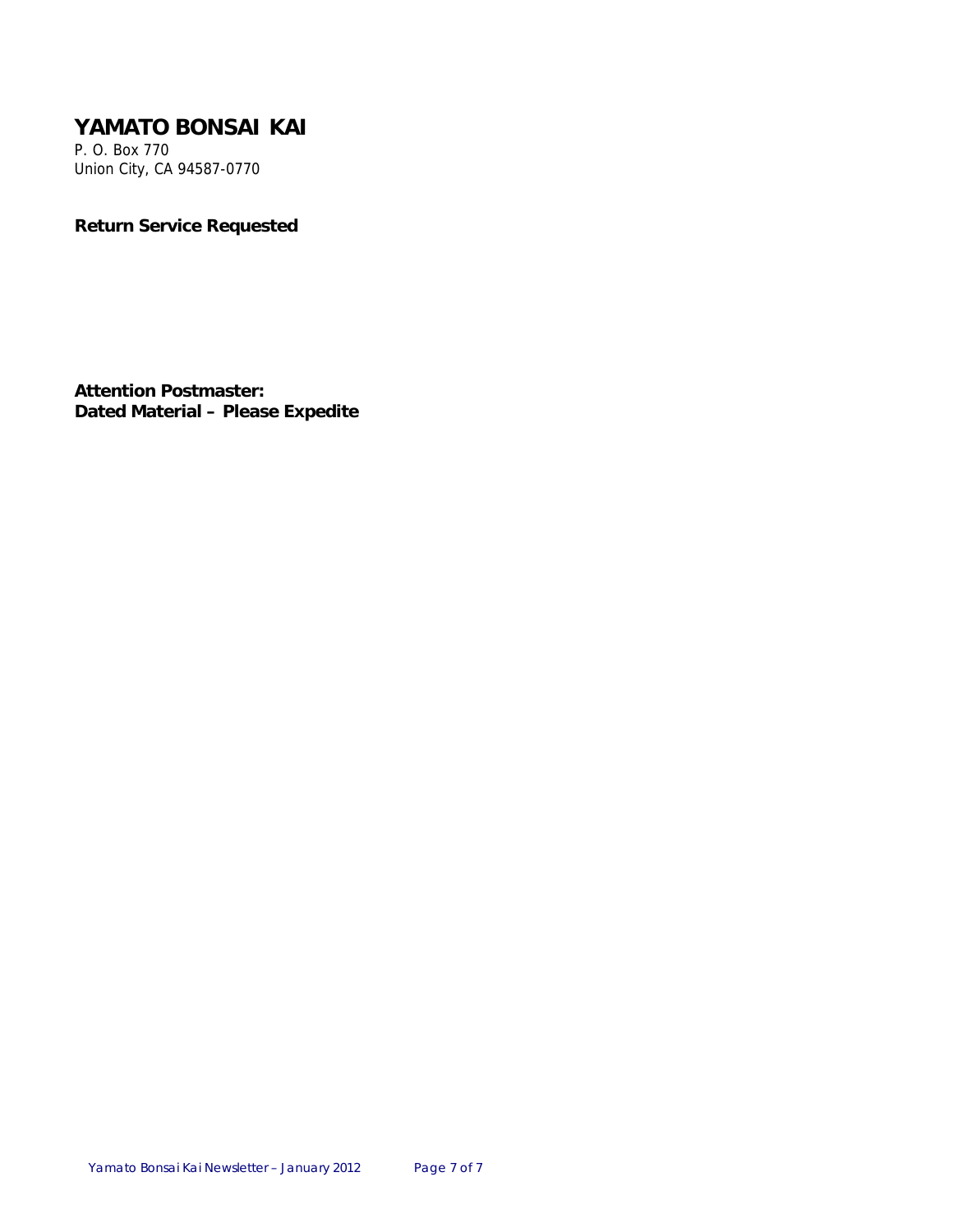**YAMATO BONSAI KAI**
P. O. Box 770
Union City, CA 94587-0770

**Return Service Requested**

**Attention Postmaster:**
**Dated Material – Please Expedite**